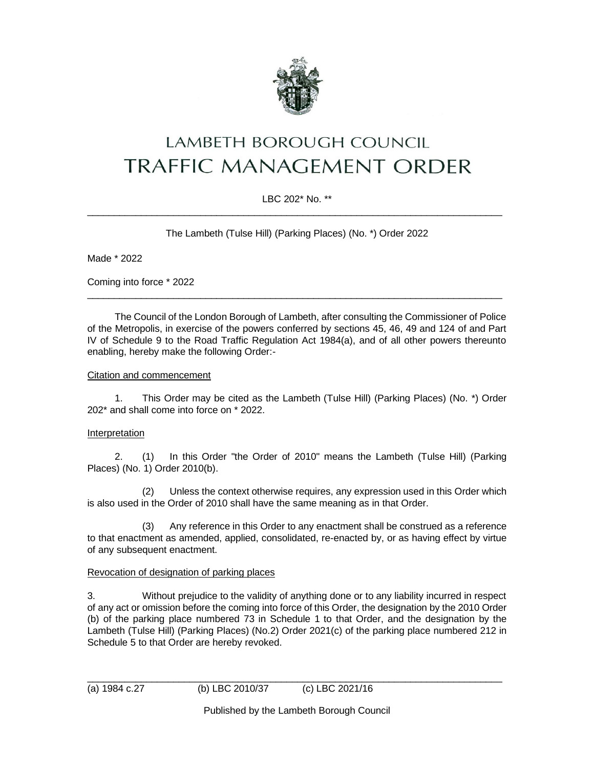# LAMBETH BOROUGH COUNCIL
# TRAFFIC MANAGEMENT ORDER

LBC 202* No. **

---

The Lambeth (Tulse Hill) (Parking Places) (No. *) Order 2022

Made * 2022

Coming into force * 2022

---

The Council of the London Borough of Lambeth, after consulting the Commissioner of Police of the Metropolis, in exercise of the powers conferred by sections 45, 46, 49 and 124 of and Part IV of Schedule 9 to the Road Traffic Regulation Act 1984(a), and of all other powers thereunto enabling, hereby make the following Order:-

Citation and commencement

1. This Order may be cited as the Lambeth (Tulse Hill) (Parking Places) (No. *) Order 202* and shall come into force on * 2022.

Interpretation

2. (1) In this Order "the Order of 2010" means the Lambeth (Tulse Hill) (Parking Places) (No. 1) Order 2010(b).

(2) Unless the context otherwise requires, any expression used in this Order which is also used in the Order of 2010 shall have the same meaning as in that Order.

(3) Any reference in this Order to any enactment shall be construed as a reference to that enactment as amended, applied, consolidated, re-enacted by, or as having effect by virtue of any subsequent enactment.

Revocation of designation of parking places

3. Without prejudice to the validity of anything done or to any liability incurred in respect of any act or omission before the coming into force of this Order, the designation by the 2010 Order (b) of the parking place numbered 73 in Schedule 1 to that Order, and the designation by the Lambeth (Tulse Hill) (Parking Places) (No.2) Order 2021(c) of the parking place numbered 212 in Schedule 5 to that Order are hereby revoked.

---

(a) 1984 c.27 (b) LBC 2010/37 (c) LBC 2021/16

Published by the Lambeth Borough Council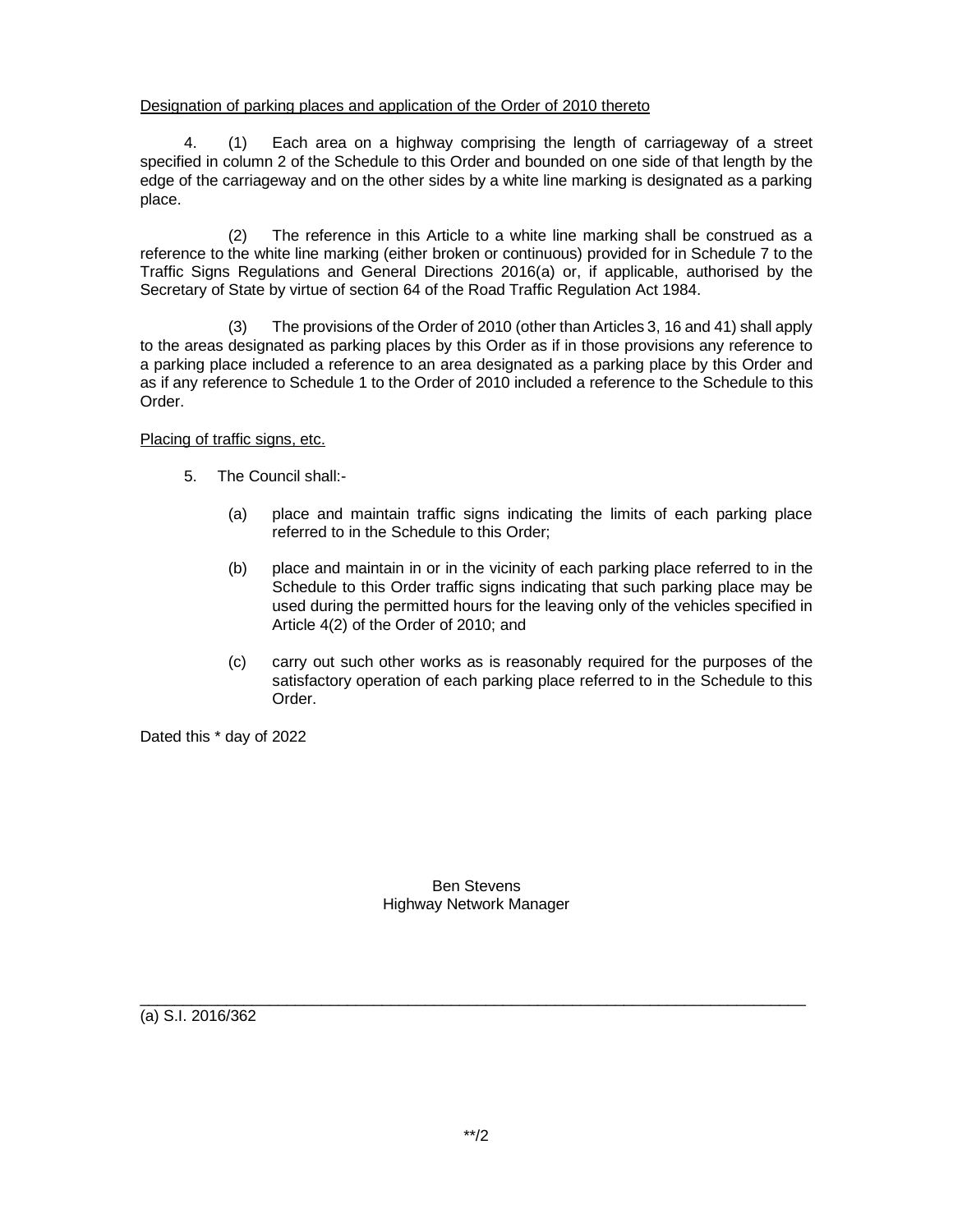Designation of parking places and application of the Order of 2010 thereto

4. (1) Each area on a highway comprising the length of carriageway of a street specified in column 2 of the Schedule to this Order and bounded on one side of that length by the edge of the carriageway and on the other sides by a white line marking is designated as a parking place.

(2) The reference in this Article to a white line marking shall be construed as a reference to the white line marking (either broken or continuous) provided for in Schedule 7 to the Traffic Signs Regulations and General Directions 2016(a) or, if applicable, authorised by the Secretary of State by virtue of section 64 of the Road Traffic Regulation Act 1984.

(3) The provisions of the Order of 2010 (other than Articles 3, 16 and 41) shall apply to the areas designated as parking places by this Order as if in those provisions any reference to a parking place included a reference to an area designated as a parking place by this Order and as if any reference to Schedule 1 to the Order of 2010 included a reference to the Schedule to this Order.

Placing of traffic signs, etc.

5. The Council shall:-

(a) place and maintain traffic signs indicating the limits of each parking place referred to in the Schedule to this Order;

(b) place and maintain in or in the vicinity of each parking place referred to in the Schedule to this Order traffic signs indicating that such parking place may be used during the permitted hours for the leaving only of the vehicles specified in Article 4(2) of the Order of 2010; and

(c) carry out such other works as is reasonably required for the purposes of the satisfactory operation of each parking place referred to in the Schedule to this Order.

Dated this * day of 2022

Ben Stevens
Highway Network Manager

---

(a) S.I. 2016/362

**/2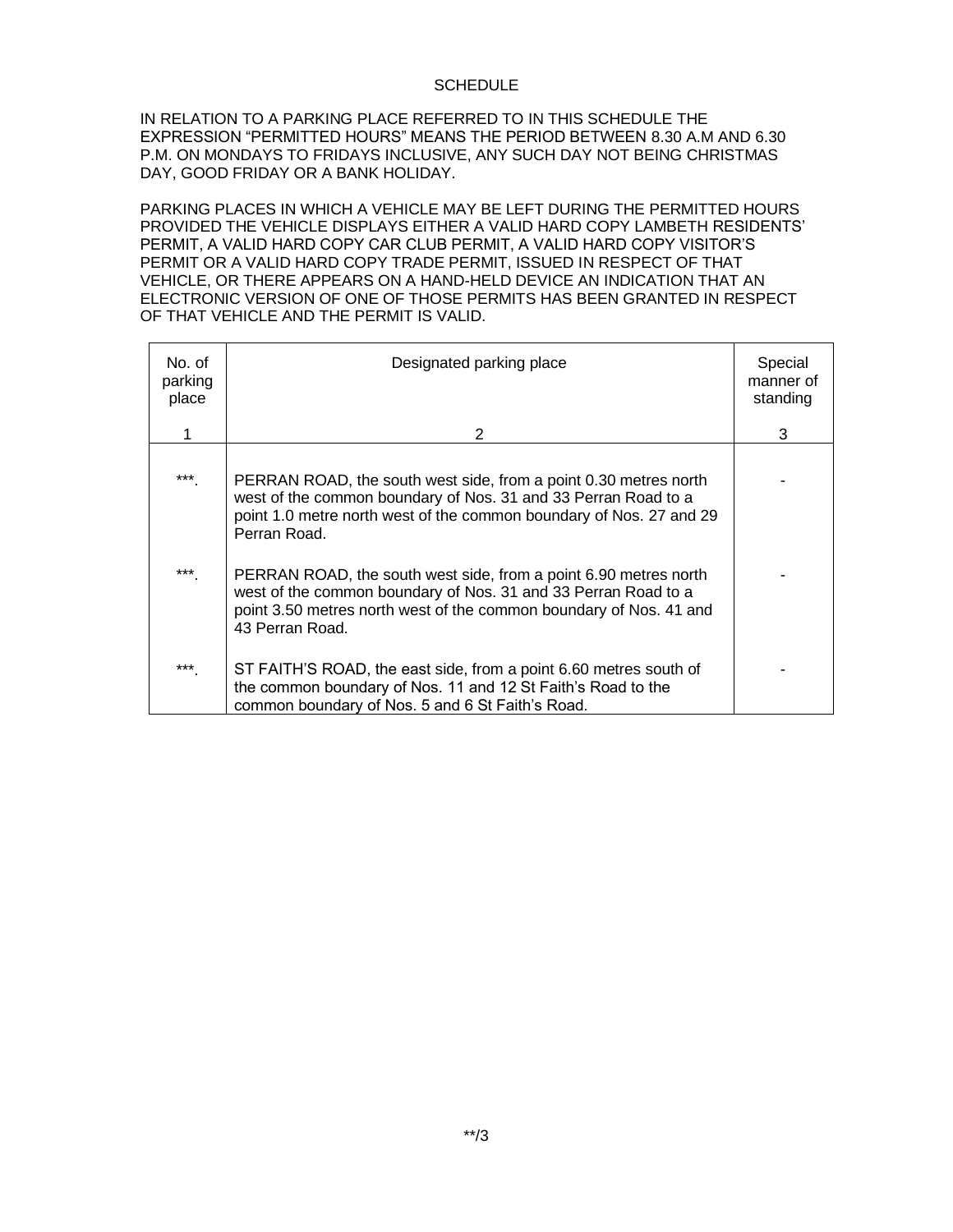SCHEDULE

IN RELATION TO A PARKING PLACE REFERRED TO IN THIS SCHEDULE THE EXPRESSION "PERMITTED HOURS" MEANS THE PERIOD BETWEEN 8.30 A.M AND 6.30 P.M. ON MONDAYS TO FRIDAYS INCLUSIVE, ANY SUCH DAY NOT BEING CHRISTMAS DAY, GOOD FRIDAY OR A BANK HOLIDAY.

PARKING PLACES IN WHICH A VEHICLE MAY BE LEFT DURING THE PERMITTED HOURS PROVIDED THE VEHICLE DISPLAYS EITHER A VALID HARD COPY LAMBETH RESIDENTS' PERMIT, A VALID HARD COPY CAR CLUB PERMIT, A VALID HARD COPY VISITOR'S PERMIT OR A VALID HARD COPY TRADE PERMIT, ISSUED IN RESPECT OF THAT VEHICLE, OR THERE APPEARS ON A HAND-HELD DEVICE AN INDICATION THAT AN ELECTRONIC VERSION OF ONE OF THOSE PERMITS HAS BEEN GRANTED IN RESPECT OF THAT VEHICLE AND THE PERMIT IS VALID.

| No. of parking place | Designated parking place | Special manner of standing |
|---|---|---|
| 1 | 2 | 3 |
| ***. | PERRAN ROAD, the south west side, from a point 0.30 metres north west of the common boundary of Nos. 31 and 33 Perran Road to a point 1.0 metre north west of the common boundary of Nos. 27 and 29 Perran Road. | - |
| ***. | PERRAN ROAD, the south west side, from a point 6.90 metres north west of the common boundary of Nos. 31 and 33 Perran Road to a point 3.50 metres north west of the common boundary of Nos. 41 and 43 Perran Road. | - |
| ***. | ST FAITH'S ROAD, the east side, from a point 6.60 metres south of the common boundary of Nos. 11 and 12 St Faith's Road to the common boundary of Nos. 5 and 6 St Faith's Road. | - |